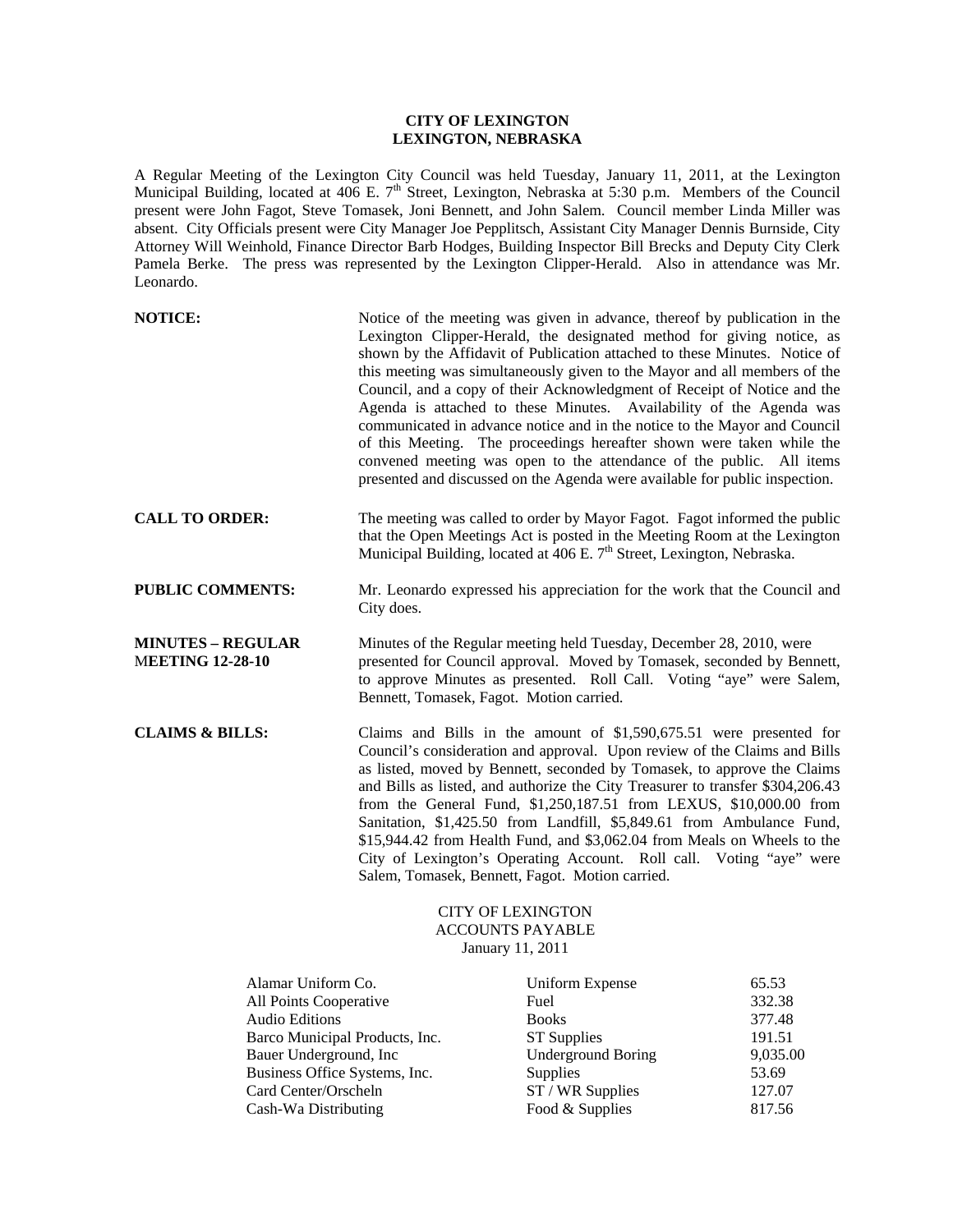**CITY OF LEXINGTON**
**LEXINGTON, NEBRASKA**

A Regular Meeting of the Lexington City Council was held Tuesday, January 11, 2011, at the Lexington Municipal Building, located at 406 E. 7th Street, Lexington, Nebraska at 5:30 p.m. Members of the Council present were John Fagot, Steve Tomasek, Joni Bennett, and John Salem. Council member Linda Miller was absent. City Officials present were City Manager Joe Pepplitsch, Assistant City Manager Dennis Burnside, City Attorney Will Weinhold, Finance Director Barb Hodges, Building Inspector Bill Brecks and Deputy City Clerk Pamela Berke. The press was represented by the Lexington Clipper-Herald. Also in attendance was Mr. Leonardo.

**NOTICE:** Notice of the meeting was given in advance, thereof by publication in the Lexington Clipper-Herald, the designated method for giving notice, as shown by the Affidavit of Publication attached to these Minutes. Notice of this meeting was simultaneously given to the Mayor and all members of the Council, and a copy of their Acknowledgment of Receipt of Notice and the Agenda is attached to these Minutes. Availability of the Agenda was communicated in advance notice and in the notice to the Mayor and Council of this Meeting. The proceedings hereafter shown were taken while the convened meeting was open to the attendance of the public. All items presented and discussed on the Agenda were available for public inspection.

**CALL TO ORDER:** The meeting was called to order by Mayor Fagot. Fagot informed the public that the Open Meetings Act is posted in the Meeting Room at the Lexington Municipal Building, located at 406 E. 7th Street, Lexington, Nebraska.

**PUBLIC COMMENTS:** Mr. Leonardo expressed his appreciation for the work that the Council and City does.

**MINUTES – REGULAR MEETING 12-28-10** Minutes of the Regular meeting held Tuesday, December 28, 2010, were presented for Council approval. Moved by Tomasek, seconded by Bennett, to approve Minutes as presented. Roll Call. Voting "aye" were Salem, Bennett, Tomasek, Fagot. Motion carried.

**CLAIMS & BILLS:** Claims and Bills in the amount of $1,590,675.51 were presented for Council's consideration and approval. Upon review of the Claims and Bills as listed, moved by Bennett, seconded by Tomasek, to approve the Claims and Bills as listed, and authorize the City Treasurer to transfer $304,206.43 from the General Fund, $1,250,187.51 from LEXUS, $10,000.00 from Sanitation, $1,425.50 from Landfill, $5,849.61 from Ambulance Fund, $15,944.42 from Health Fund, and $3,062.04 from Meals on Wheels to the City of Lexington's Operating Account. Roll call. Voting "aye" were Salem, Tomasek, Bennett, Fagot. Motion carried.

CITY OF LEXINGTON
ACCOUNTS PAYABLE
January 11, 2011

| | | |
|---|---|---|
| Alamar Uniform Co. | Uniform Expense | 65.53 |
| All Points Cooperative | Fuel | 332.38 |
| Audio Editions | Books | 377.48 |
| Barco Municipal Products, Inc. | ST Supplies | 191.51 |
| Bauer Underground, Inc | Underground Boring | 9,035.00 |
| Business Office Systems, Inc. | Supplies | 53.69 |
| Card Center/Orscheln | ST / WR Supplies | 127.07 |
| Cash-Wa Distributing | Food & Supplies | 817.56 |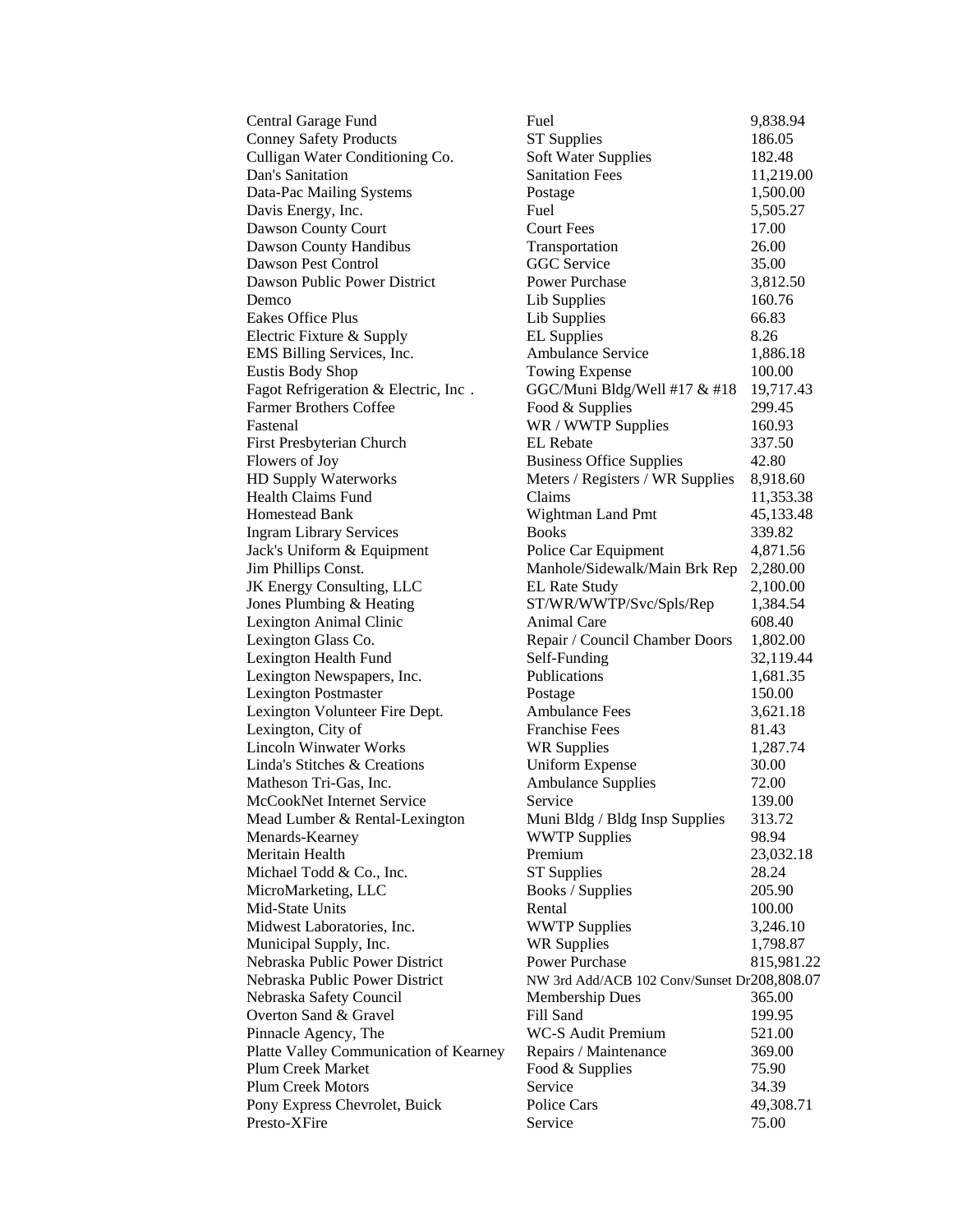| | | |
|---|---|---|
| Central Garage Fund | Fuel | 9,838.94 |
| Conney Safety Products | ST Supplies | 186.05 |
| Culligan Water Conditioning Co. | Soft Water Supplies | 182.48 |
| Dan's Sanitation | Sanitation Fees | 11,219.00 |
| Data-Pac Mailing Systems | Postage | 1,500.00 |
| Davis Energy, Inc. | Fuel | 5,505.27 |
| Dawson County Court | Court Fees | 17.00 |
| Dawson County Handibus | Transportation | 26.00 |
| Dawson Pest Control | GGC Service | 35.00 |
| Dawson Public Power District | Power Purchase | 3,812.50 |
| Demco | Lib Supplies | 160.76 |
| Eakes Office Plus | Lib Supplies | 66.83 |
| Electric Fixture & Supply | EL Supplies | 8.26 |
| EMS Billing Services, Inc. | Ambulance Service | 1,886.18 |
| Eustis Body Shop | Towing Expense | 100.00 |
| Fagot Refrigeration & Electric, Inc . | GGC/Muni Bldg/Well #17 & #18 | 19,717.43 |
| Farmer Brothers Coffee | Food & Supplies | 299.45 |
| Fastenal | WR / WWTP Supplies | 160.93 |
| First Presbyterian Church | EL Rebate | 337.50 |
| Flowers of Joy | Business Office Supplies | 42.80 |
| HD Supply Waterworks | Meters / Registers / WR Supplies | 8,918.60 |
| Health Claims Fund | Claims | 11,353.38 |
| Homestead Bank | Wightman Land Pmt | 45,133.48 |
| Ingram Library Services | Books | 339.82 |
| Jack's Uniform & Equipment | Police Car Equipment | 4,871.56 |
| Jim Phillips Const. | Manhole/Sidewalk/Main Brk Rep | 2,280.00 |
| JK Energy Consulting, LLC | EL Rate Study | 2,100.00 |
| Jones Plumbing & Heating | ST/WR/WWTP/Svc/Spls/Rep | 1,384.54 |
| Lexington Animal Clinic | Animal Care | 608.40 |
| Lexington Glass Co. | Repair / Council Chamber Doors | 1,802.00 |
| Lexington Health Fund | Self-Funding | 32,119.44 |
| Lexington Newspapers, Inc. | Publications | 1,681.35 |
| Lexington Postmaster | Postage | 150.00 |
| Lexington Volunteer Fire Dept. | Ambulance Fees | 3,621.18 |
| Lexington, City of | Franchise Fees | 81.43 |
| Lincoln Winwater Works | WR Supplies | 1,287.74 |
| Linda's Stitches & Creations | Uniform Expense | 30.00 |
| Matheson Tri-Gas, Inc. | Ambulance Supplies | 72.00 |
| McCookNet Internet Service | Service | 139.00 |
| Mead Lumber & Rental-Lexington | Muni Bldg / Bldg Insp Supplies | 313.72 |
| Menards-Kearney | WWTP Supplies | 98.94 |
| Meritain Health | Premium | 23,032.18 |
| Michael Todd & Co., Inc. | ST Supplies | 28.24 |
| MicroMarketing, LLC | Books / Supplies | 205.90 |
| Mid-State Units | Rental | 100.00 |
| Midwest Laboratories, Inc. | WWTP Supplies | 3,246.10 |
| Municipal Supply, Inc. | WR Supplies | 1,798.87 |
| Nebraska Public Power District | Power Purchase | 815,981.22 |
| Nebraska Public Power District | NW 3rd Add/ACB 102 Conv/Sunset Dr | 208,808.07 |
| Nebraska Safety Council | Membership Dues | 365.00 |
| Overton Sand & Gravel | Fill Sand | 199.95 |
| Pinnacle Agency, The | WC-S Audit Premium | 521.00 |
| Platte Valley Communication of Kearney | Repairs / Maintenance | 369.00 |
| Plum Creek Market | Food & Supplies | 75.90 |
| Plum Creek Motors | Service | 34.39 |
| Pony Express Chevrolet, Buick | Police Cars | 49,308.71 |
| Presto-XFire | Service | 75.00 |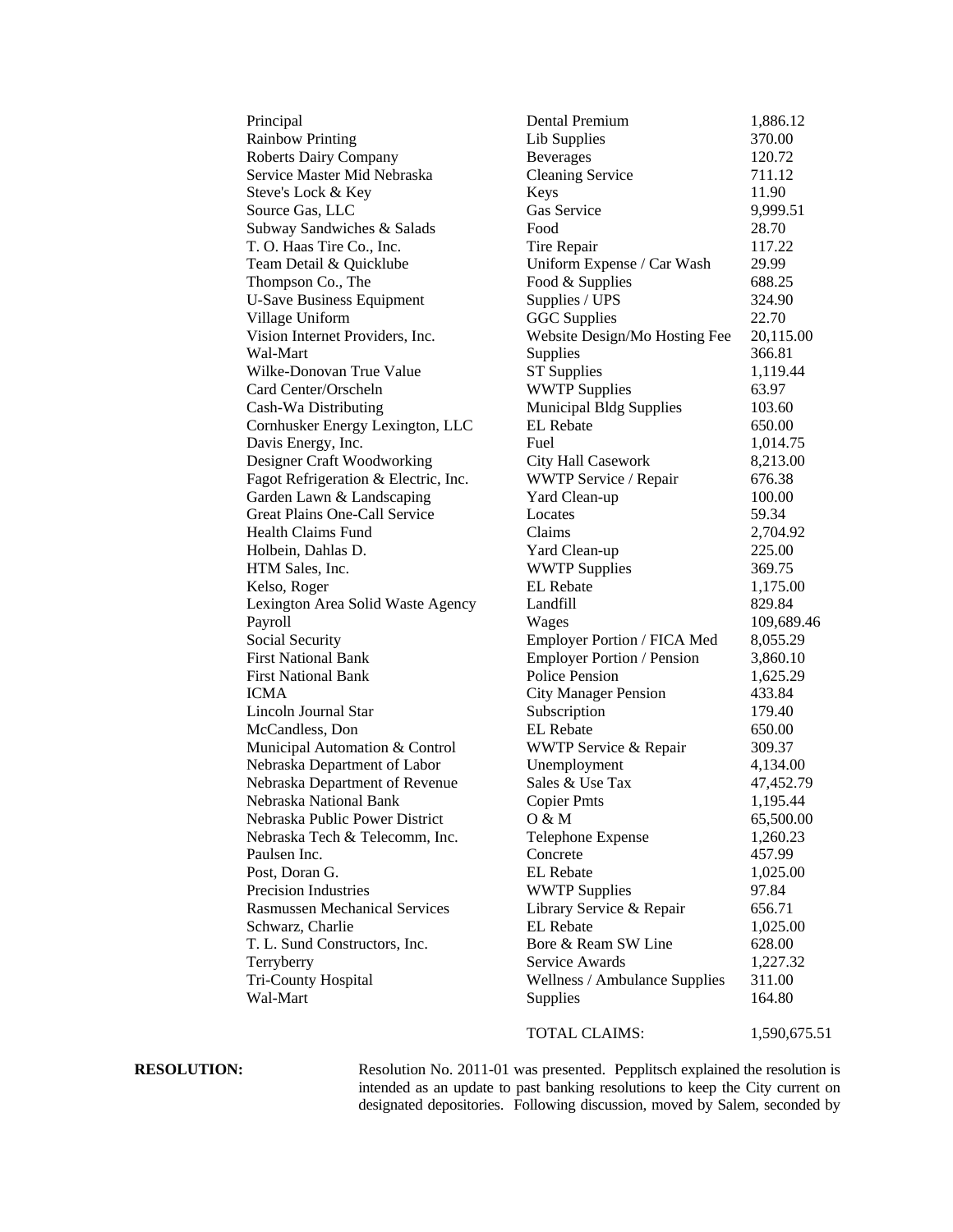| | | |
|---|---|---|
| Principal | Dental Premium | 1,886.12 |
| Rainbow Printing | Lib Supplies | 370.00 |
| Roberts Dairy Company | Beverages | 120.72 |
| Service Master Mid Nebraska | Cleaning Service | 711.12 |
| Steve's Lock & Key | Keys | 11.90 |
| Source Gas, LLC | Gas Service | 9,999.51 |
| Subway Sandwiches & Salads | Food | 28.70 |
| T. O. Haas Tire Co., Inc. | Tire Repair | 117.22 |
| Team Detail & Quicklube | Uniform Expense / Car Wash | 29.99 |
| Thompson Co., The | Food & Supplies | 688.25 |
| U-Save Business Equipment | Supplies / UPS | 324.90 |
| Village Uniform | GGC Supplies | 22.70 |
| Vision Internet Providers, Inc. | Website Design/Mo Hosting Fee | 20,115.00 |
| Wal-Mart | Supplies | 366.81 |
| Wilke-Donovan True Value | ST Supplies | 1,119.44 |
| Card Center/Orscheln | WWTP Supplies | 63.97 |
| Cash-Wa Distributing | Municipal Bldg Supplies | 103.60 |
| Cornhusker Energy Lexington, LLC | EL Rebate | 650.00 |
| Davis Energy, Inc. | Fuel | 1,014.75 |
| Designer Craft Woodworking | City Hall Casework | 8,213.00 |
| Fagot Refrigeration & Electric, Inc. | WWTP Service / Repair | 676.38 |
| Garden Lawn & Landscaping | Yard Clean-up | 100.00 |
| Great Plains One-Call Service | Locates | 59.34 |
| Health Claims Fund | Claims | 2,704.92 |
| Holbein, Dahlas D. | Yard Clean-up | 225.00 |
| HTM Sales, Inc. | WWTP Supplies | 369.75 |
| Kelso, Roger | EL Rebate | 1,175.00 |
| Lexington Area Solid Waste Agency | Landfill | 829.84 |
| Payroll | Wages | 109,689.46 |
| Social Security | Employer Portion / FICA Med | 8,055.29 |
| First National Bank | Employer Portion / Pension | 3,860.10 |
| First National Bank | Police Pension | 1,625.29 |
| ICMA | City Manager Pension | 433.84 |
| Lincoln Journal Star | Subscription | 179.40 |
| McCandless, Don | EL Rebate | 650.00 |
| Municipal Automation & Control | WWTP Service & Repair | 309.37 |
| Nebraska Department of Labor | Unemployment | 4,134.00 |
| Nebraska Department of Revenue | Sales & Use Tax | 47,452.79 |
| Nebraska National Bank | Copier Pmts | 1,195.44 |
| Nebraska Public Power District | O & M | 65,500.00 |
| Nebraska Tech & Telecomm, Inc. | Telephone Expense | 1,260.23 |
| Paulsen Inc. | Concrete | 457.99 |
| Post, Doran G. | EL Rebate | 1,025.00 |
| Precision Industries | WWTP Supplies | 97.84 |
| Rasmussen Mechanical Services | Library Service & Repair | 656.71 |
| Schwarz, Charlie | EL Rebate | 1,025.00 |
| T. L. Sund Constructors, Inc. | Bore & Ream SW Line | 628.00 |
| Terryberry | Service Awards | 1,227.32 |
| Tri-County Hospital | Wellness / Ambulance Supplies | 311.00 |
| Wal-Mart | Supplies | 164.80 |
| | TOTAL CLAIMS: | 1,590,675.51 |

**RESOLUTION:** Resolution No. 2011-01 was presented. Pepplitsch explained the resolution is intended as an update to past banking resolutions to keep the City current on designated depositories. Following discussion, moved by Salem, seconded by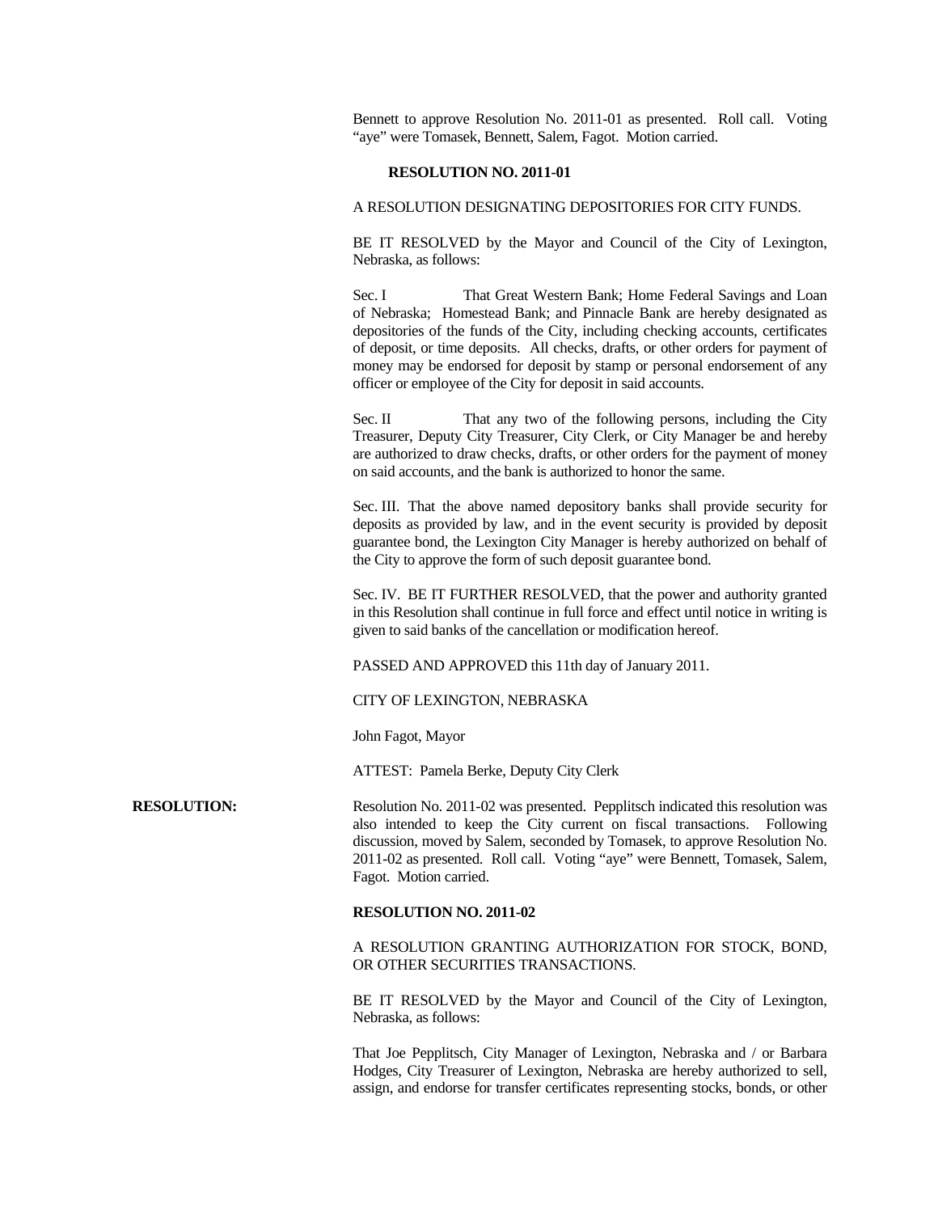Bennett to approve Resolution No. 2011-01 as presented. Roll call. Voting "aye" were Tomasek, Bennett, Salem, Fagot. Motion carried.

**RESOLUTION NO. 2011-01**

A RESOLUTION DESIGNATING DEPOSITORIES FOR CITY FUNDS.

BE IT RESOLVED by the Mayor and Council of the City of Lexington, Nebraska, as follows:

Sec. I That Great Western Bank; Home Federal Savings and Loan of Nebraska; Homestead Bank; and Pinnacle Bank are hereby designated as depositories of the funds of the City, including checking accounts, certificates of deposit, or time deposits. All checks, drafts, or other orders for payment of money may be endorsed for deposit by stamp or personal endorsement of any officer or employee of the City for deposit in said accounts.

Sec. II That any two of the following persons, including the City Treasurer, Deputy City Treasurer, City Clerk, or City Manager be and hereby are authorized to draw checks, drafts, or other orders for the payment of money on said accounts, and the bank is authorized to honor the same.

Sec. III. That the above named depository banks shall provide security for deposits as provided by law, and in the event security is provided by deposit guarantee bond, the Lexington City Manager is hereby authorized on behalf of the City to approve the form of such deposit guarantee bond.

Sec. IV. BE IT FURTHER RESOLVED, that the power and authority granted in this Resolution shall continue in full force and effect until notice in writing is given to said banks of the cancellation or modification hereof.

PASSED AND APPROVED this 11th day of January 2011.

CITY OF LEXINGTON, NEBRASKA

John Fagot, Mayor

ATTEST: Pamela Berke, Deputy City Clerk

**RESOLUTION:** Resolution No. 2011-02 was presented. Pepplitsch indicated this resolution was also intended to keep the City current on fiscal transactions. Following discussion, moved by Salem, seconded by Tomasek, to approve Resolution No. 2011-02 as presented. Roll call. Voting "aye" were Bennett, Tomasek, Salem, Fagot. Motion carried.

**RESOLUTION NO. 2011-02**

A RESOLUTION GRANTING AUTHORIZATION FOR STOCK, BOND, OR OTHER SECURITIES TRANSACTIONS.

BE IT RESOLVED by the Mayor and Council of the City of Lexington, Nebraska, as follows:

That Joe Pepplitsch, City Manager of Lexington, Nebraska and / or Barbara Hodges, City Treasurer of Lexington, Nebraska are hereby authorized to sell, assign, and endorse for transfer certificates representing stocks, bonds, or other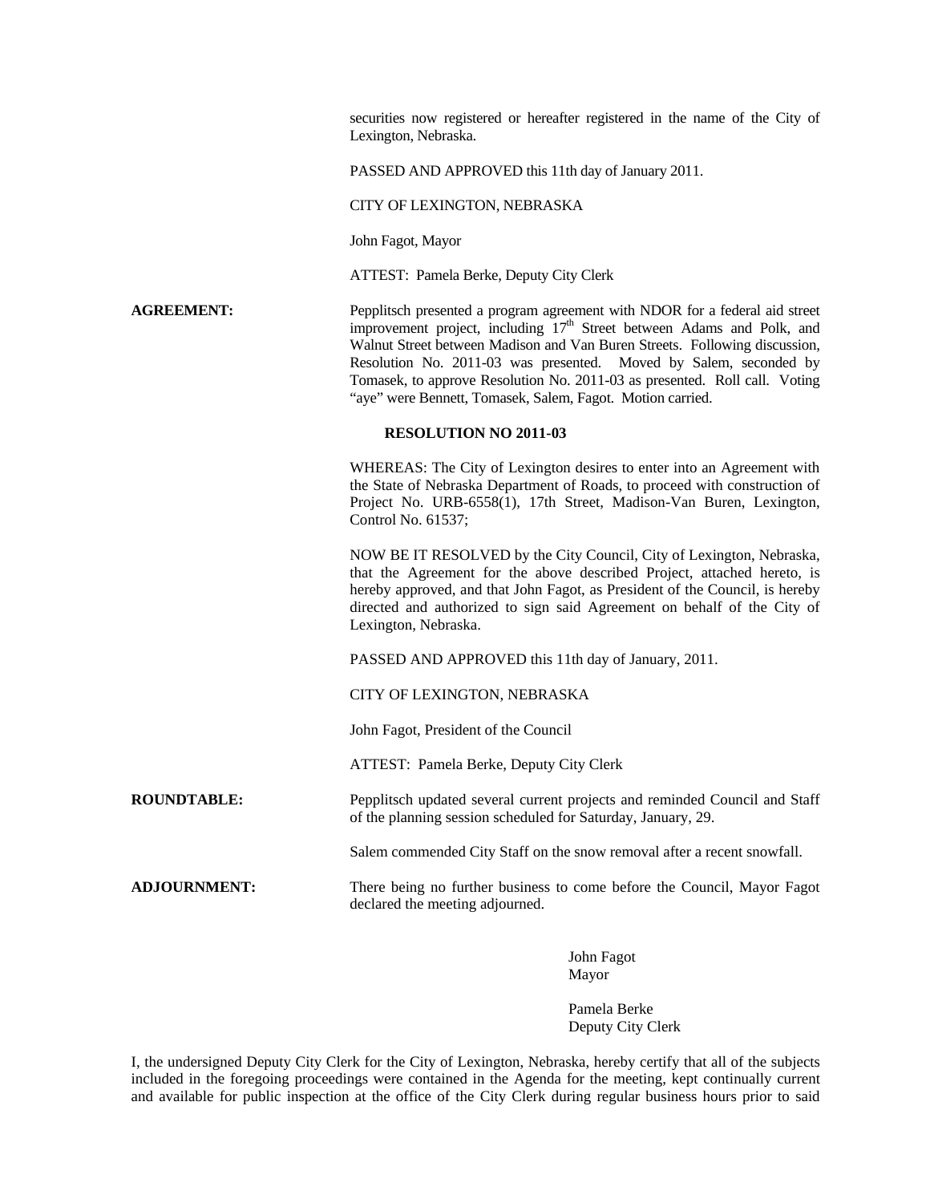securities now registered or hereafter registered in the name of the City of Lexington, Nebraska.

PASSED AND APPROVED this 11th day of January 2011.

CITY OF LEXINGTON, NEBRASKA

John Fagot, Mayor

ATTEST: Pamela Berke, Deputy City Clerk

**AGREEMENT:** Pepplitsch presented a program agreement with NDOR for a federal aid street improvement project, including 17th Street between Adams and Polk, and Walnut Street between Madison and Van Buren Streets. Following discussion, Resolution No. 2011-03 was presented. Moved by Salem, seconded by Tomasek, to approve Resolution No. 2011-03 as presented. Roll call. Voting "aye" were Bennett, Tomasek, Salem, Fagot. Motion carried.

**RESOLUTION NO 2011-03**

WHEREAS: The City of Lexington desires to enter into an Agreement with the State of Nebraska Department of Roads, to proceed with construction of Project No. URB-6558(1), 17th Street, Madison-Van Buren, Lexington, Control No. 61537;

NOW BE IT RESOLVED by the City Council, City of Lexington, Nebraska, that the Agreement for the above described Project, attached hereto, is hereby approved, and that John Fagot, as President of the Council, is hereby directed and authorized to sign said Agreement on behalf of the City of Lexington, Nebraska.

PASSED AND APPROVED this 11th day of January, 2011.

CITY OF LEXINGTON, NEBRASKA

John Fagot, President of the Council

ATTEST: Pamela Berke, Deputy City Clerk

**ROUNDTABLE:** Pepplitsch updated several current projects and reminded Council and Staff of the planning session scheduled for Saturday, January, 29.

Salem commended City Staff on the snow removal after a recent snowfall.

**ADJOURNMENT:** There being no further business to come before the Council, Mayor Fagot declared the meeting adjourned.

John Fagot
Mayor

Pamela Berke
Deputy City Clerk

I, the undersigned Deputy City Clerk for the City of Lexington, Nebraska, hereby certify that all of the subjects included in the foregoing proceedings were contained in the Agenda for the meeting, kept continually current and available for public inspection at the office of the City Clerk during regular business hours prior to said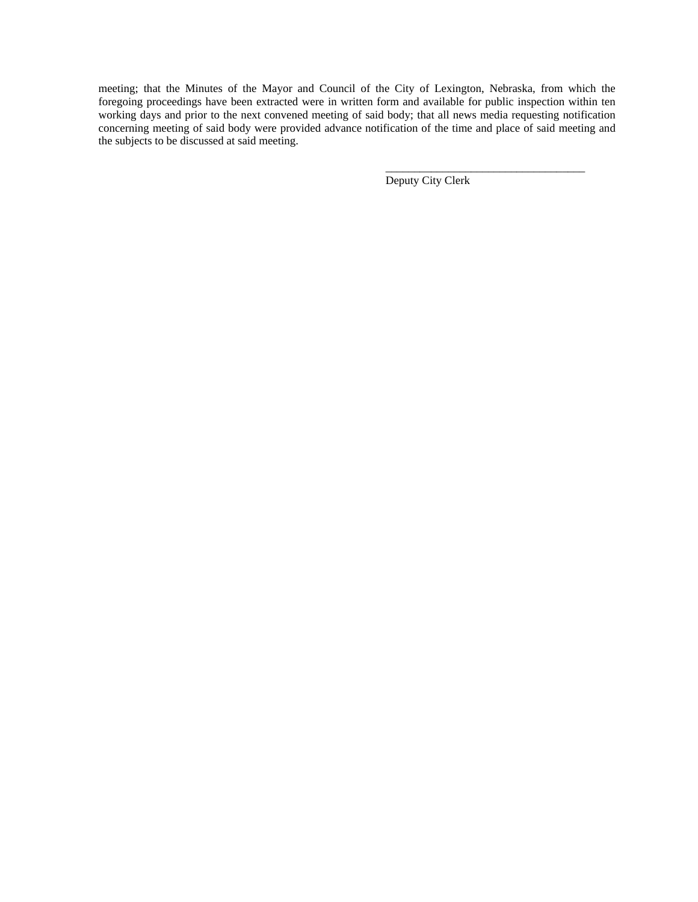meeting; that the Minutes of the Mayor and Council of the City of Lexington, Nebraska, from which the foregoing proceedings have been extracted were in written form and available for public inspection within ten working days and prior to the next convened meeting of said body; that all news media requesting notification concerning meeting of said body were provided advance notification of the time and place of said meeting and the subjects to be discussed at said meeting.

\_\_\_\_\_\_\_\_\_\_\_\_\_\_\_\_\_\_\_\_\_\_\_\_\_\_\_\_\_\_\_\_\_\_\_\_

Deputy City Clerk